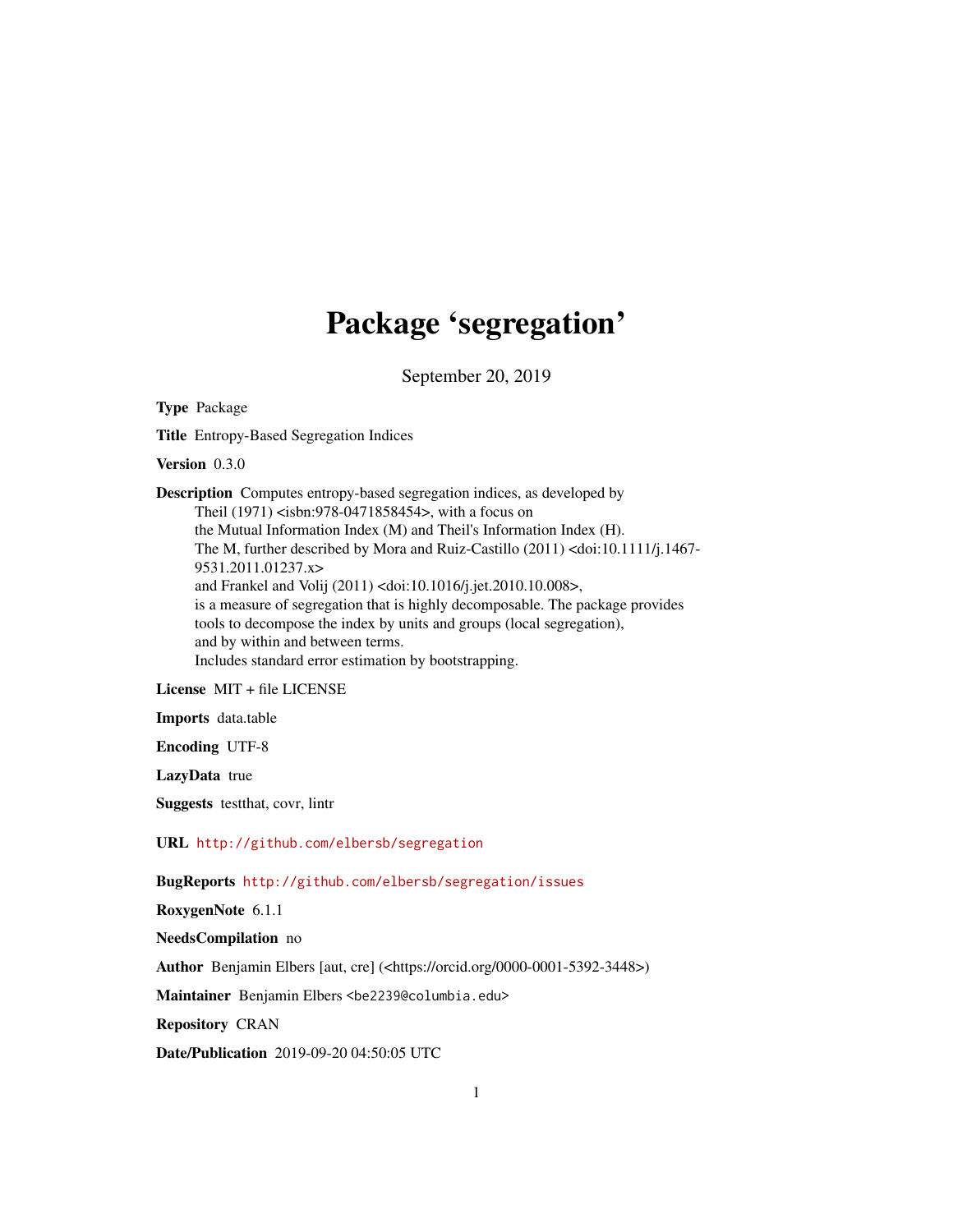# Package 'segregation'

September 20, 2019

**Type** Package

**Title** Entropy-Based Segregation Indices

**Version** 0.3.0

**Description** Computes entropy-based segregation indices, as developed by Theil (1971) <isbn:978-0471858454>, with a focus on the Mutual Information Index (M) and Theil's Information Index (H). The M, further described by Mora and Ruiz-Castillo (2011) <doi:10.1111/j.1467-9531.2011.01237.x> and Frankel and Volij (2011) <doi:10.1016/j.jet.2010.10.008>, is a measure of segregation that is highly decomposable. The package provides tools to decompose the index by units and groups (local segregation), and by within and between terms. Includes standard error estimation by bootstrapping.

**License** MIT + file LICENSE

**Imports** data.table

**Encoding** UTF-8

**LazyData** true

**Suggests** testthat, covr, lintr

**URL** http://github.com/elbersb/segregation

**BugReports** http://github.com/elbersb/segregation/issues

**RoxygenNote** 6.1.1

**NeedsCompilation** no

**Author** Benjamin Elbers [aut, cre] (<https://orcid.org/0000-0001-5392-3448>)

**Maintainer** Benjamin Elbers <be2239@columbia.edu>

**Repository** CRAN

**Date/Publication** 2019-09-20 04:50:05 UTC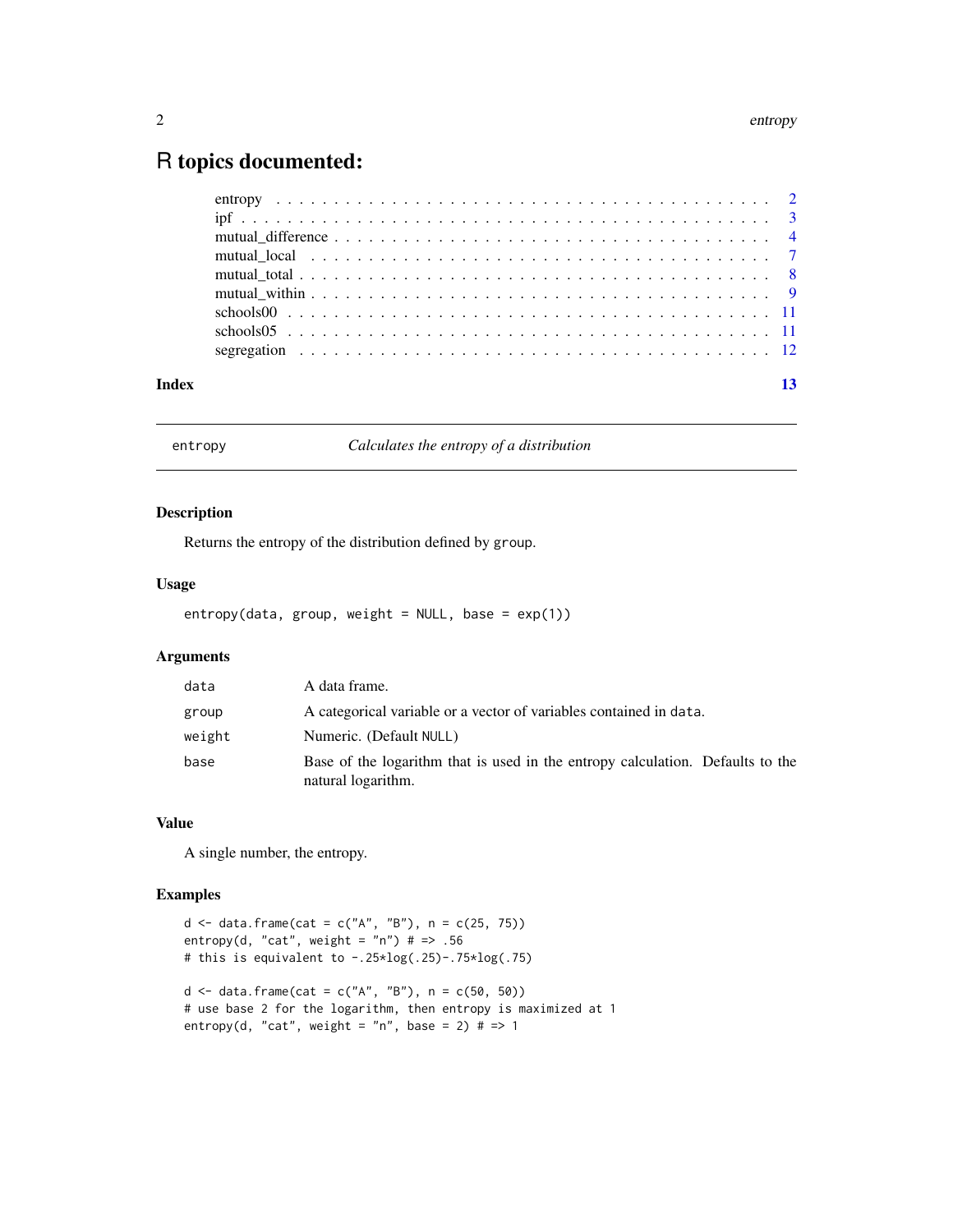# R topics documented:

| | |
|---|---|
| entropy | 2 |
| ipf | 3 |
| mutual_difference | 4 |
| mutual_local | 7 |
| mutual_total | 8 |
| mutual_within | 9 |
| schools00 | 11 |
| schools05 | 11 |
| segregation | 12 |

**Index** **13**

---

entropy *Calculates the entropy of a distribution*

---

## Description

Returns the entropy of the distribution defined by `group`.

## Usage

```
entropy(data, group, weight = NULL, base = exp(1))
```

## Arguments

| | |
|---|---|
| data | A data frame. |
| group | A categorical variable or a vector of variables contained in `data`. |
| weight | Numeric. (Default `NULL`) |
| base | Base of the logarithm that is used in the entropy calculation. Defaults to the natural logarithm. |

## Value

A single number, the entropy.

## Examples

```
d <- data.frame(cat = c("A", "B"), n = c(25, 75))
entropy(d, "cat", weight = "n") # => .56
# this is equivalent to -.25*log(.25)-.75*log(.75)

d <- data.frame(cat = c("A", "B"), n = c(50, 50))
# use base 2 for the logarithm, then entropy is maximized at 1
entropy(d, "cat", weight = "n", base = 2) # => 1
```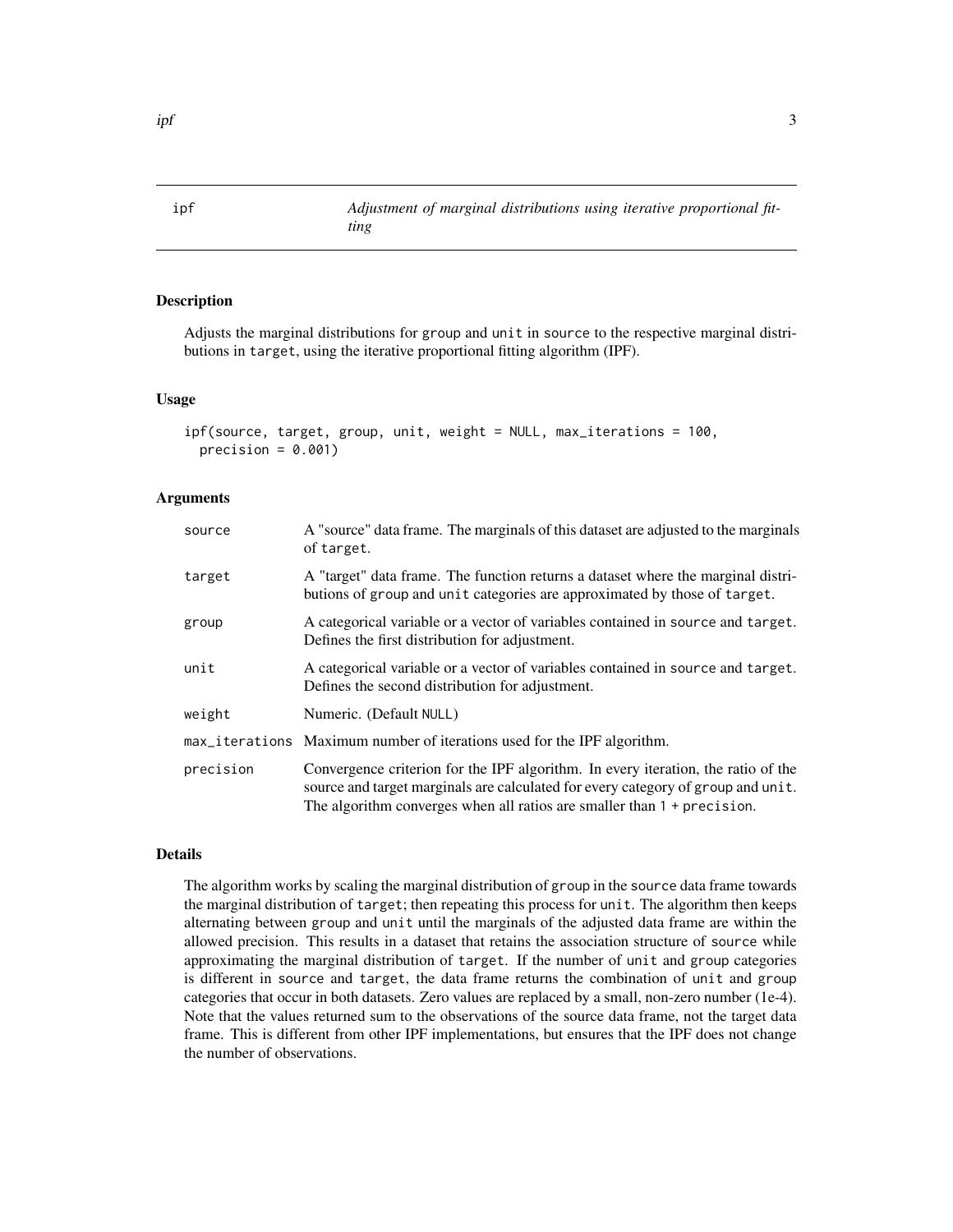ipf — *Adjustment of marginal distributions using iterative proportional fitting*

## Description

Adjusts the marginal distributions for `group` and `unit` in `source` to the respective marginal distributions in `target`, using the iterative proportional fitting algorithm (IPF).

## Usage

```
ipf(source, target, group, unit, weight = NULL, max_iterations = 100,
  precision = 0.001)
```

## Arguments

| | |
|---|---|
| `source` | A "source" data frame. The marginals of this dataset are adjusted to the marginals of `target`. |
| `target` | A "target" data frame. The function returns a dataset where the marginal distributions of `group` and `unit` categories are approximated by those of `target`. |
| `group` | A categorical variable or a vector of variables contained in `source` and `target`. Defines the first distribution for adjustment. |
| `unit` | A categorical variable or a vector of variables contained in `source` and `target`. Defines the second distribution for adjustment. |
| `weight` | Numeric. (Default `NULL`) |
| `max_iterations` | Maximum number of iterations used for the IPF algorithm. |
| `precision` | Convergence criterion for the IPF algorithm. In every iteration, the ratio of the source and target marginals are calculated for every category of `group` and `unit`. The algorithm converges when all ratios are smaller than `1 + precision`. |

## Details

The algorithm works by scaling the marginal distribution of `group` in the `source` data frame towards the marginal distribution of `target`; then repeating this process for `unit`. The algorithm then keeps alternating between `group` and `unit` until the marginals of the adjusted data frame are within the allowed precision. This results in a dataset that retains the association structure of `source` while approximating the marginal distribution of `target`. If the number of `unit` and `group` categories is different in `source` and `target`, the data frame returns the combination of `unit` and `group` categories that occur in both datasets. Zero values are replaced by a small, non-zero number (1e-4). Note that the values returned sum to the observations of the source data frame, not the target data frame. This is different from other IPF implementations, but ensures that the IPF does not change the number of observations.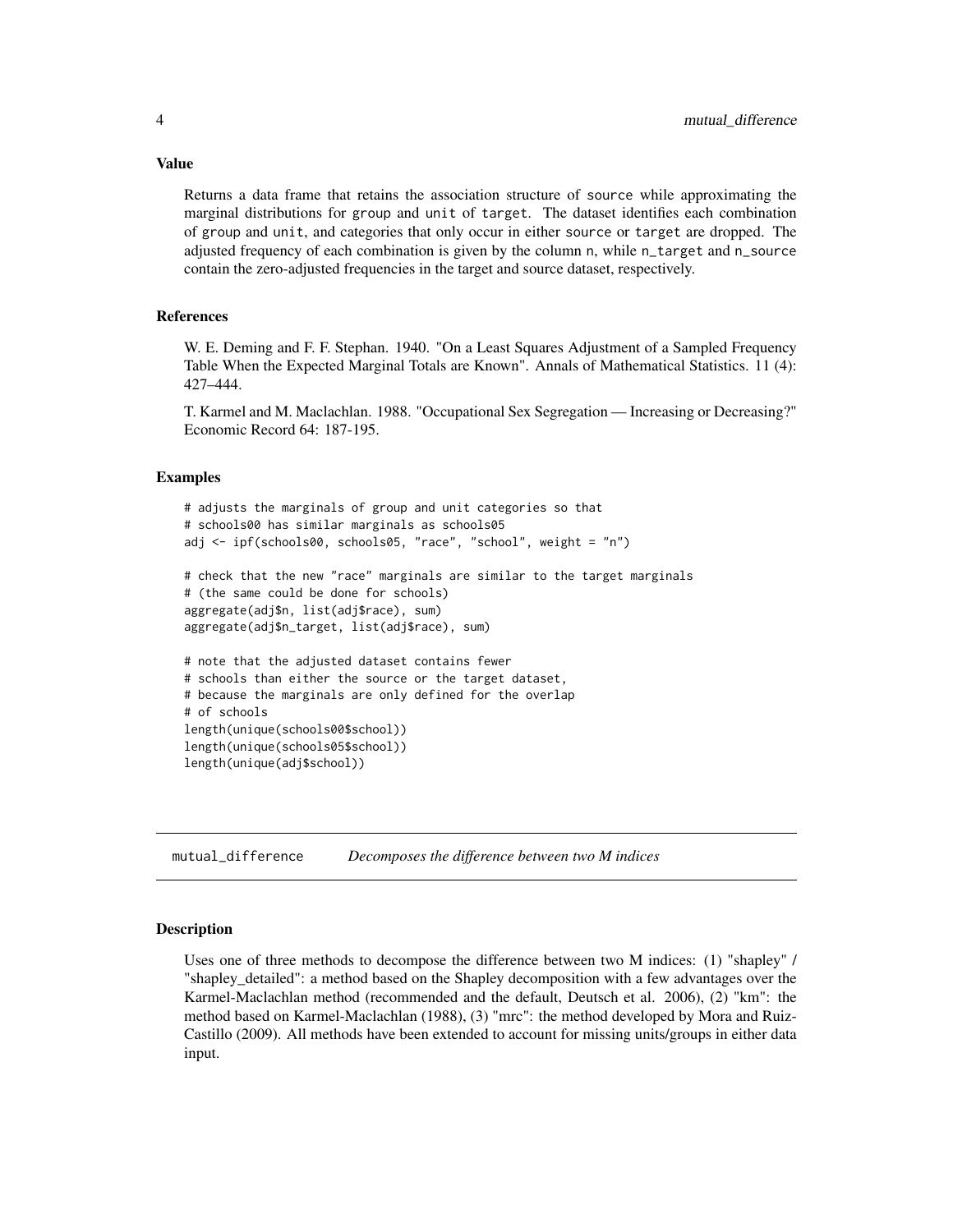### Value

Returns a data frame that retains the association structure of source while approximating the marginal distributions for group and unit of target. The dataset identifies each combination of group and unit, and categories that only occur in either source or target are dropped. The adjusted frequency of each combination is given by the column n, while n_target and n_source contain the zero-adjusted frequencies in the target and source dataset, respectively.

### References

W. E. Deming and F. F. Stephan. 1940. "On a Least Squares Adjustment of a Sampled Frequency Table When the Expected Marginal Totals are Known". Annals of Mathematical Statistics. 11 (4): 427–444.

T. Karmel and M. Maclachlan. 1988. "Occupational Sex Segregation — Increasing or Decreasing?" Economic Record 64: 187-195.

### Examples

```
# adjusts the marginals of group and unit categories so that
# schools00 has similar marginals as schools05
adj <- ipf(schools00, schools05, "race", "school", weight = "n")

# check that the new "race" marginals are similar to the target marginals
# (the same could be done for schools)
aggregate(adj$n, list(adj$race), sum)
aggregate(adj$n_target, list(adj$race), sum)

# note that the adjusted dataset contains fewer
# schools than either the source or the target dataset,
# because the marginals are only defined for the overlap
# of schools
length(unique(schools00$school))
length(unique(schools05$school))
length(unique(adj$school))
```

## mutual_difference — *Decomposes the difference between two M indices*

### Description

Uses one of three methods to decompose the difference between two M indices: (1) "shapley" / "shapley_detailed": a method based on the Shapley decomposition with a few advantages over the Karmel-Maclachlan method (recommended and the default, Deutsch et al. 2006), (2) "km": the method based on Karmel-Maclachlan (1988), (3) "mrc": the method developed by Mora and Ruiz-Castillo (2009). All methods have been extended to account for missing units/groups in either data input.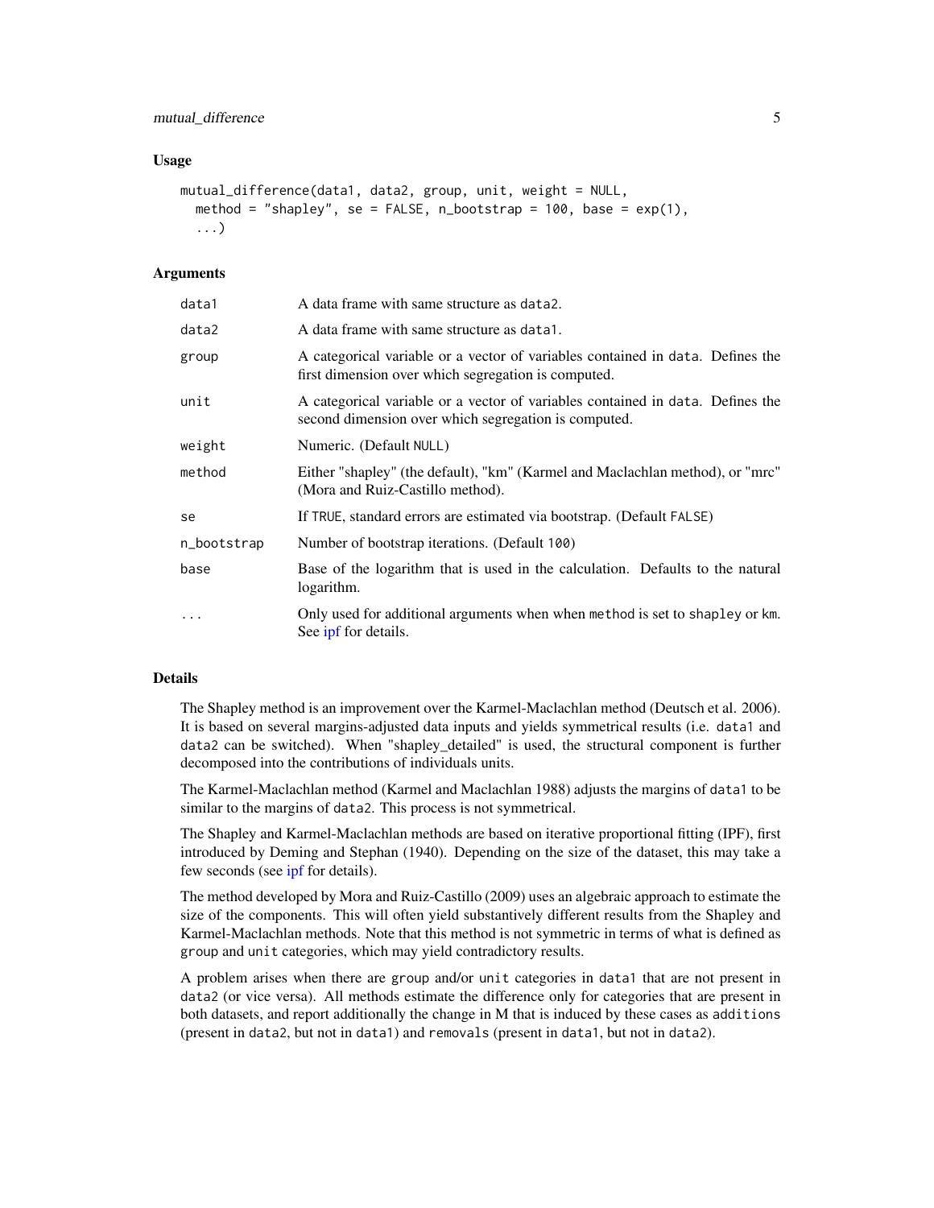### Usage

```
mutual_difference(data1, data2, group, unit, weight = NULL,
  method = "shapley", se = FALSE, n_bootstrap = 100, base = exp(1),
  ...)
```

### Arguments

| | |
|---|---|
| data1 | A data frame with same structure as data2. |
| data2 | A data frame with same structure as data1. |
| group | A categorical variable or a vector of variables contained in data. Defines the first dimension over which segregation is computed. |
| unit | A categorical variable or a vector of variables contained in data. Defines the second dimension over which segregation is computed. |
| weight | Numeric. (Default NULL) |
| method | Either "shapley" (the default), "km" (Karmel and Maclachlan method), or "mrc" (Mora and Ruiz-Castillo method). |
| se | If TRUE, standard errors are estimated via bootstrap. (Default FALSE) |
| n_bootstrap | Number of bootstrap iterations. (Default 100) |
| base | Base of the logarithm that is used in the calculation. Defaults to the natural logarithm. |
| ... | Only used for additional arguments when when method is set to shapley or km. See ipf for details. |

### Details

The Shapley method is an improvement over the Karmel-Maclachlan method (Deutsch et al. 2006). It is based on several margins-adjusted data inputs and yields symmetrical results (i.e. data1 and data2 can be switched). When "shapley_detailed" is used, the structural component is further decomposed into the contributions of individuals units.

The Karmel-Maclachlan method (Karmel and Maclachlan 1988) adjusts the margins of data1 to be similar to the margins of data2. This process is not symmetrical.

The Shapley and Karmel-Maclachlan methods are based on iterative proportional fitting (IPF), first introduced by Deming and Stephan (1940). Depending on the size of the dataset, this may take a few seconds (see ipf for details).

The method developed by Mora and Ruiz-Castillo (2009) uses an algebraic approach to estimate the size of the components. This will often yield substantively different results from the Shapley and Karmel-Maclachlan methods. Note that this method is not symmetric in terms of what is defined as group and unit categories, which may yield contradictory results.

A problem arises when there are group and/or unit categories in data1 that are not present in data2 (or vice versa). All methods estimate the difference only for categories that are present in both datasets, and report additionally the change in M that is induced by these cases as additions (present in data2, but not in data1) and removals (present in data1, but not in data2).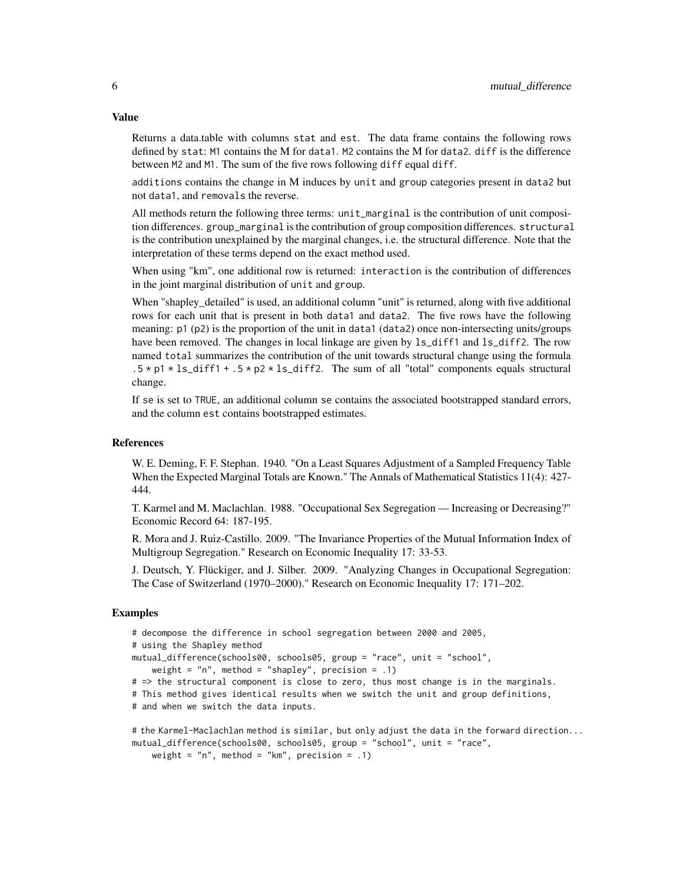## Value

Returns a data.table with columns `stat` and `est`. The data frame contains the following rows defined by `stat`: `M1` contains the M for `data1`. `M2` contains the M for `data2`. `diff` is the difference between `M2` and `M1`. The sum of the five rows following `diff` equal `diff`.

`additions` contains the change in M induces by `unit` and `group` categories present in `data2` but not `data1`, and `removals` the reverse.

All methods return the following three terms: `unit_marginal` is the contribution of unit composition differences. `group_marginal` is the contribution of group composition differences. `structural` is the contribution unexplained by the marginal changes, i.e. the structural difference. Note that the interpretation of these terms depend on the exact method used.

When using "km", one additional row is returned: `interaction` is the contribution of differences in the joint marginal distribution of `unit` and `group`.

When "shapley_detailed" is used, an additional column "unit" is returned, along with five additional rows for each unit that is present in both `data1` and `data2`. The five rows have the following meaning: `p1` (`p2`) is the proportion of the unit in `data1` (`data2`) once non-intersecting units/groups have been removed. The changes in local linkage are given by `ls_diff1` and `ls_diff2`. The row named `total` summarizes the contribution of the unit towards structural change using the formula `.5 * p1 * ls_diff1 + .5 * p2 * ls_diff2`. The sum of all "total" components equals structural change.

If `se` is set to `TRUE`, an additional column `se` contains the associated bootstrapped standard errors, and the column `est` contains bootstrapped estimates.

## References

W. E. Deming, F. F. Stephan. 1940. "On a Least Squares Adjustment of a Sampled Frequency Table When the Expected Marginal Totals are Known." The Annals of Mathematical Statistics 11(4): 427-444.

T. Karmel and M. Maclachlan. 1988. "Occupational Sex Segregation — Increasing or Decreasing?" Economic Record 64: 187-195.

R. Mora and J. Ruiz-Castillo. 2009. "The Invariance Properties of the Mutual Information Index of Multigroup Segregation." Research on Economic Inequality 17: 33-53.

J. Deutsch, Y. Flückiger, and J. Silber. 2009. "Analyzing Changes in Occupational Segregation: The Case of Switzerland (1970–2000)." Research on Economic Inequality 17: 171–202.

## Examples

```
# decompose the difference in school segregation between 2000 and 2005,
# using the Shapley method
mutual_difference(schools00, schools05, group = "race", unit = "school",
    weight = "n", method = "shapley", precision = .1)
# => the structural component is close to zero, thus most change is in the marginals.
# This method gives identical results when we switch the unit and group definitions,
# and when we switch the data inputs.

# the Karmel-Maclachlan method is similar, but only adjust the data in the forward direction...
mutual_difference(schools00, schools05, group = "school", unit = "race",
    weight = "n", method = "km", precision = .1)
```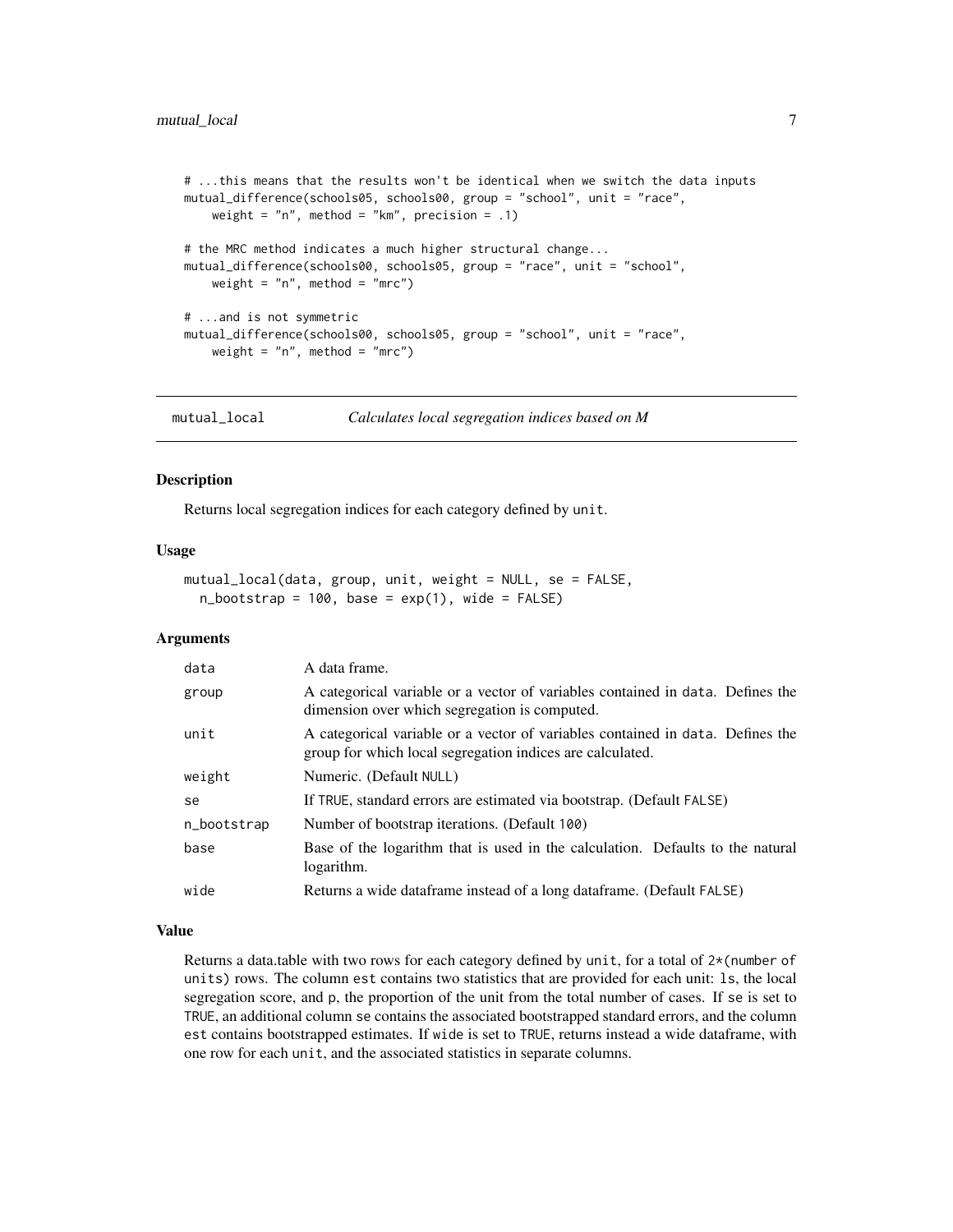```
# ...this means that the results won't be identical when we switch the data inputs
mutual_difference(schools05, schools00, group = "school", unit = "race",
    weight = "n", method = "km", precision = .1)

# the MRC method indicates a much higher structural change...
mutual_difference(schools00, schools05, group = "race", unit = "school",
    weight = "n", method = "mrc")

# ...and is not symmetric
mutual_difference(schools00, schools05, group = "school", unit = "race",
    weight = "n", method = "mrc")
```

---

## mutual_local — *Calculates local segregation indices based on M*

---

### Description

Returns local segregation indices for each category defined by `unit`.

### Usage

```
mutual_local(data, group, unit, weight = NULL, se = FALSE,
  n_bootstrap = 100, base = exp(1), wide = FALSE)
```

### Arguments

| | |
|---|---|
| `data` | A data frame. |
| `group` | A categorical variable or a vector of variables contained in `data`. Defines the dimension over which segregation is computed. |
| `unit` | A categorical variable or a vector of variables contained in `data`. Defines the group for which local segregation indices are calculated. |
| `weight` | Numeric. (Default `NULL`) |
| `se` | If `TRUE`, standard errors are estimated via bootstrap. (Default `FALSE`) |
| `n_bootstrap` | Number of bootstrap iterations. (Default `100`) |
| `base` | Base of the logarithm that is used in the calculation. Defaults to the natural logarithm. |
| `wide` | Returns a wide dataframe instead of a long dataframe. (Default `FALSE`) |

### Value

Returns a data.table with two rows for each category defined by `unit`, for a total of `2*(number of units)` rows. The column `est` contains two statistics that are provided for each unit: `ls`, the local segregation score, and `p`, the proportion of the unit from the total number of cases. If `se` is set to `TRUE`, an additional column `se` contains the associated bootstrapped standard errors, and the column `est` contains bootstrapped estimates. If `wide` is set to `TRUE`, returns instead a wide dataframe, with one row for each `unit`, and the associated statistics in separate columns.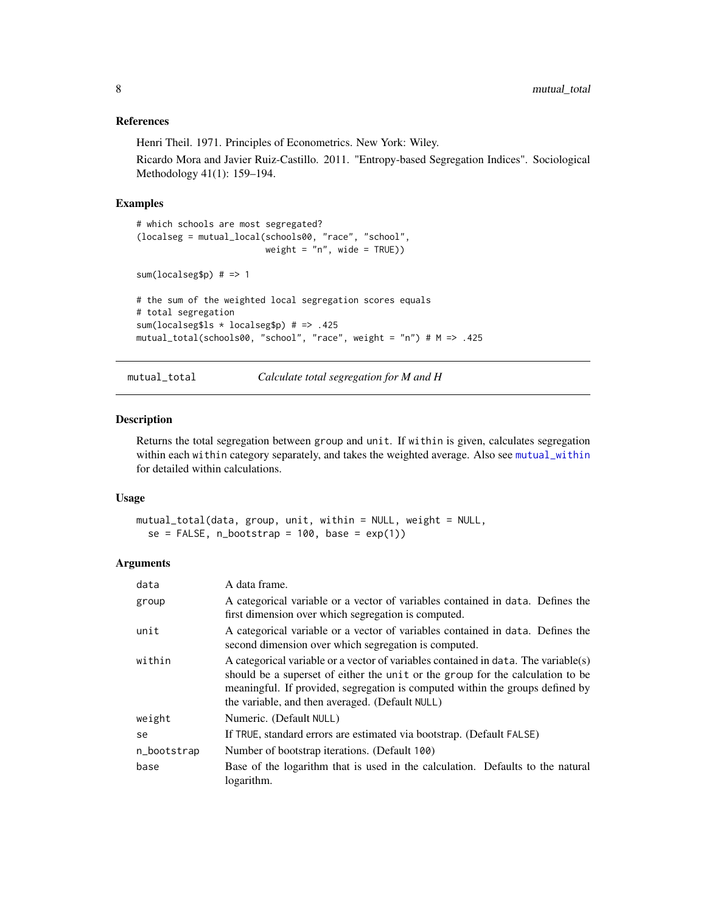### References

Henri Theil. 1971. Principles of Econometrics. New York: Wiley.

Ricardo Mora and Javier Ruiz-Castillo. 2011. "Entropy-based Segregation Indices". Sociological Methodology 41(1): 159–194.

### Examples

```
# which schools are most segregated?
(localseg = mutual_local(schools00, "race", "school",
                         weight = "n", wide = TRUE))

sum(localseg$p) # => 1

# the sum of the weighted local segregation scores equals
# total segregation
sum(localseg$ls * localseg$p) # => .425
mutual_total(schools00, "school", "race", weight = "n") # M => .425
```

---

## mutual_total *Calculate total segregation for M and H*

### Description

Returns the total segregation between group and unit. If within is given, calculates segregation within each within category separately, and takes the weighted average. Also see mutual_within for detailed within calculations.

### Usage

```
mutual_total(data, group, unit, within = NULL, weight = NULL,
  se = FALSE, n_bootstrap = 100, base = exp(1))
```

### Arguments

| | |
|---|---|
| data | A data frame. |
| group | A categorical variable or a vector of variables contained in data. Defines the first dimension over which segregation is computed. |
| unit | A categorical variable or a vector of variables contained in data. Defines the second dimension over which segregation is computed. |
| within | A categorical variable or a vector of variables contained in data. The variable(s) should be a superset of either the unit or the group for the calculation to be meaningful. If provided, segregation is computed within the groups defined by the variable, and then averaged. (Default NULL) |
| weight | Numeric. (Default NULL) |
| se | If TRUE, standard errors are estimated via bootstrap. (Default FALSE) |
| n_bootstrap | Number of bootstrap iterations. (Default 100) |
| base | Base of the logarithm that is used in the calculation. Defaults to the natural logarithm. |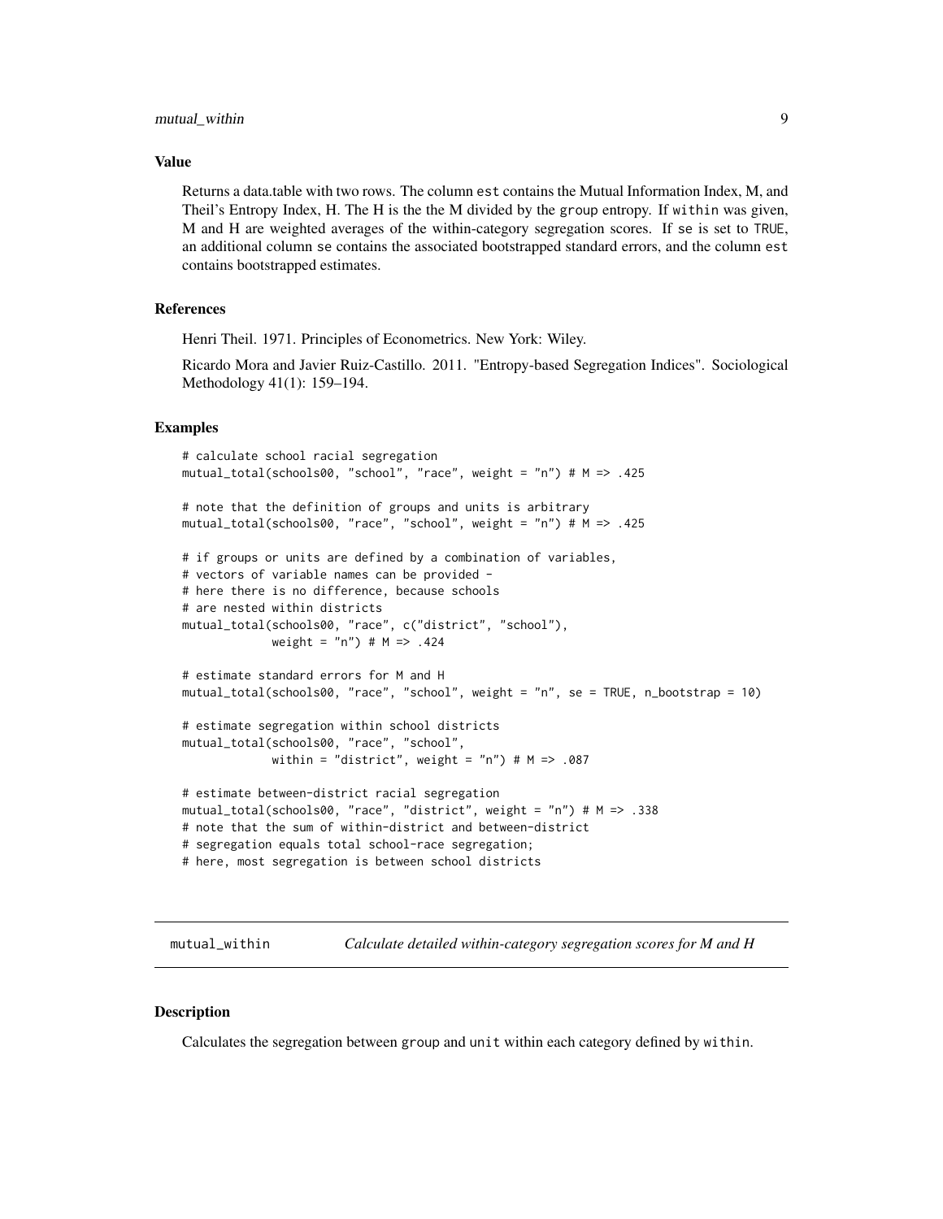### Value

Returns a data.table with two rows. The column `est` contains the Mutual Information Index, M, and Theil's Entropy Index, H. The H is the the M divided by the `group` entropy. If `within` was given, M and H are weighted averages of the within-category segregation scores. If `se` is set to `TRUE`, an additional column `se` contains the associated bootstrapped standard errors, and the column `est` contains bootstrapped estimates.

### References

Henri Theil. 1971. Principles of Econometrics. New York: Wiley.

Ricardo Mora and Javier Ruiz-Castillo. 2011. "Entropy-based Segregation Indices". Sociological Methodology 41(1): 159–194.

### Examples

```
# calculate school racial segregation
mutual_total(schools00, "school", "race", weight = "n") # M => .425

# note that the definition of groups and units is arbitrary
mutual_total(schools00, "race", "school", weight = "n") # M => .425

# if groups or units are defined by a combination of variables,
# vectors of variable names can be provided -
# here there is no difference, because schools
# are nested within districts
mutual_total(schools00, "race", c("district", "school"),
             weight = "n") # M => .424

# estimate standard errors for M and H
mutual_total(schools00, "race", "school", weight = "n", se = TRUE, n_bootstrap = 10)

# estimate segregation within school districts
mutual_total(schools00, "race", "school",
             within = "district", weight = "n") # M => .087

# estimate between-district racial segregation
mutual_total(schools00, "race", "district", weight = "n") # M => .338
# note that the sum of within-district and between-district
# segregation equals total school-race segregation;
# here, most segregation is between school districts
```

---

## mutual_within — *Calculate detailed within-category segregation scores for M and H*

### Description

Calculates the segregation between `group` and `unit` within each category defined by `within`.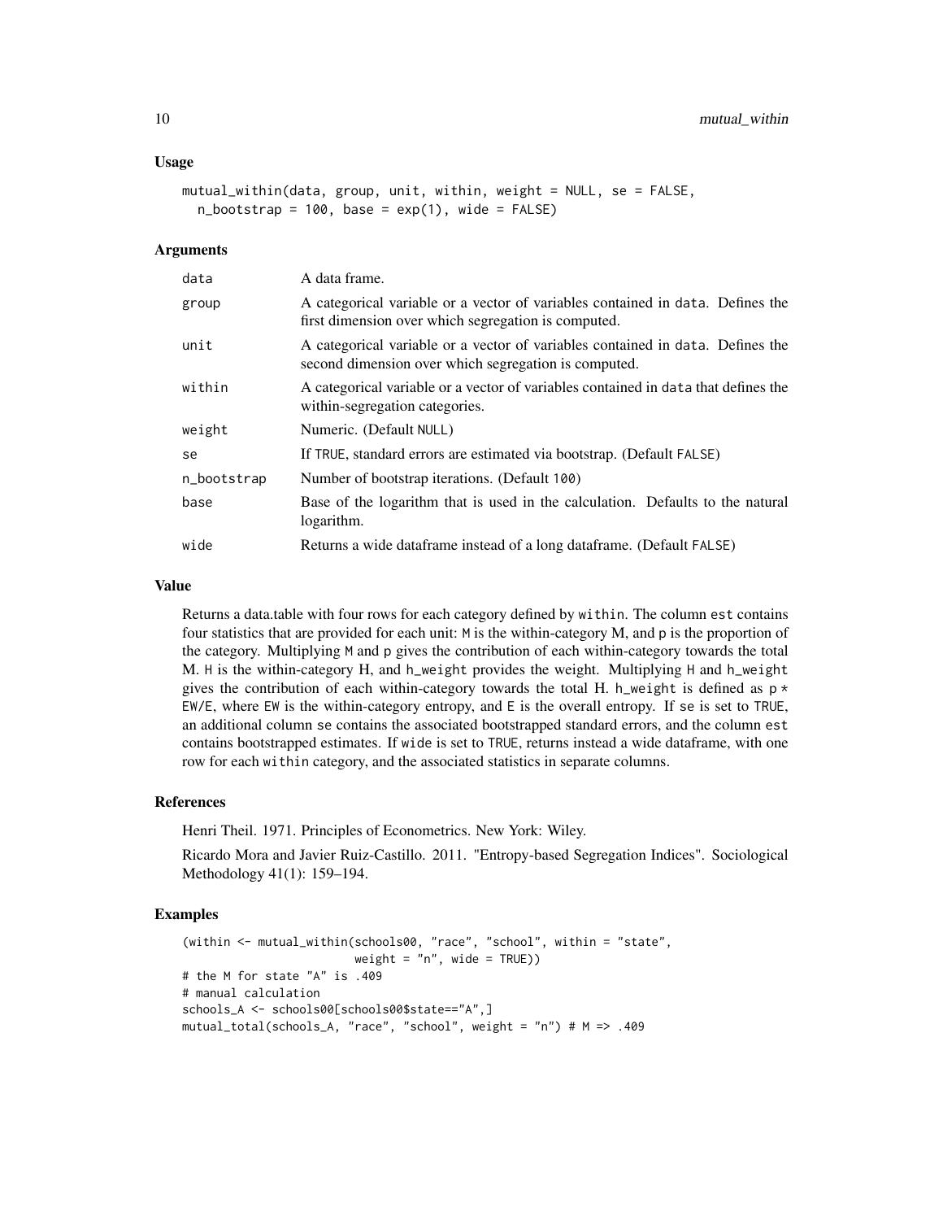### Usage

```
mutual_within(data, group, unit, within, weight = NULL, se = FALSE,
  n_bootstrap = 100, base = exp(1), wide = FALSE)
```

### Arguments

| | |
|---|---|
| data | A data frame. |
| group | A categorical variable or a vector of variables contained in data. Defines the first dimension over which segregation is computed. |
| unit | A categorical variable or a vector of variables contained in data. Defines the second dimension over which segregation is computed. |
| within | A categorical variable or a vector of variables contained in data that defines the within-segregation categories. |
| weight | Numeric. (Default NULL) |
| se | If TRUE, standard errors are estimated via bootstrap. (Default FALSE) |
| n_bootstrap | Number of bootstrap iterations. (Default 100) |
| base | Base of the logarithm that is used in the calculation. Defaults to the natural logarithm. |
| wide | Returns a wide dataframe instead of a long dataframe. (Default FALSE) |

### Value

Returns a data.table with four rows for each category defined by within. The column est contains four statistics that are provided for each unit: M is the within-category M, and p is the proportion of the category. Multiplying M and p gives the contribution of each within-category towards the total M. H is the within-category H, and h_weight provides the weight. Multiplying H and h_weight gives the contribution of each within-category towards the total H. h_weight is defined as p * EW/E, where EW is the within-category entropy, and E is the overall entropy. If se is set to TRUE, an additional column se contains the associated bootstrapped standard errors, and the column est contains bootstrapped estimates. If wide is set to TRUE, returns instead a wide dataframe, with one row for each within category, and the associated statistics in separate columns.

### References

Henri Theil. 1971. Principles of Econometrics. New York: Wiley.

Ricardo Mora and Javier Ruiz-Castillo. 2011. "Entropy-based Segregation Indices". Sociological Methodology 41(1): 159–194.

### Examples

```
(within <- mutual_within(schools00, "race", "school", within = "state",
                         weight = "n", wide = TRUE))
# the M for state "A" is .409
# manual calculation
schools_A <- schools00[schools00$state=="A",]
mutual_total(schools_A, "race", "school", weight = "n") # M => .409
```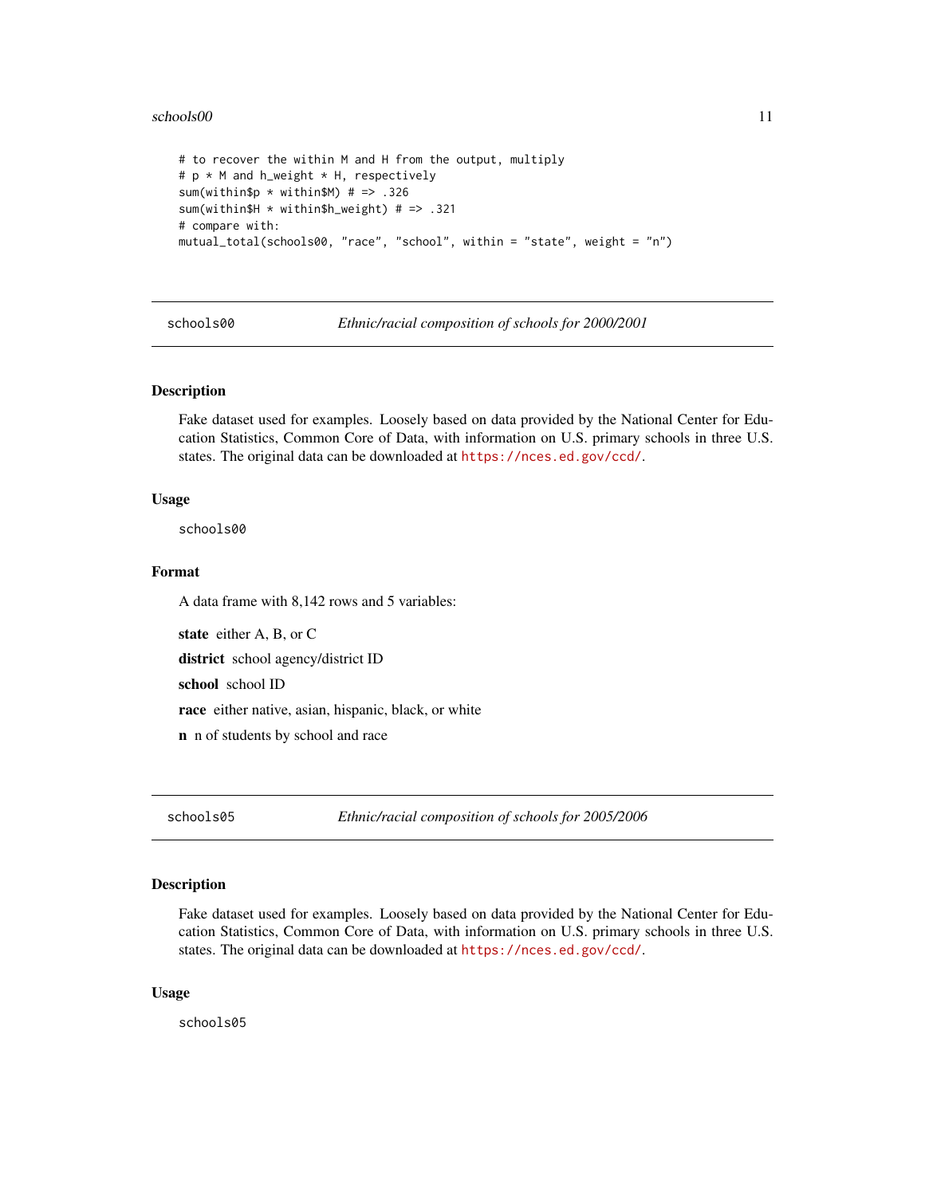```
# to recover the within M and H from the output, multiply
# p * M and h_weight * H, respectively
sum(within$p * within$M) # => .326
sum(within$H * within$h_weight) # => .321
# compare with:
mutual_total(schools00, "race", "school", within = "state", weight = "n")
```

## schools00 — *Ethnic/racial composition of schools for 2000/2001*

### Description

Fake dataset used for examples. Loosely based on data provided by the National Center for Education Statistics, Common Core of Data, with information on U.S. primary schools in three U.S. states. The original data can be downloaded at https://nces.ed.gov/ccd/.

### Usage

```
schools00
```

### Format

A data frame with 8,142 rows and 5 variables:

**state** either A, B, or C

**district** school agency/district ID

**school** school ID

**race** either native, asian, hispanic, black, or white

**n** n of students by school and race

## schools05 — *Ethnic/racial composition of schools for 2005/2006*

### Description

Fake dataset used for examples. Loosely based on data provided by the National Center for Education Statistics, Common Core of Data, with information on U.S. primary schools in three U.S. states. The original data can be downloaded at https://nces.ed.gov/ccd/.

### Usage

```
schools05
```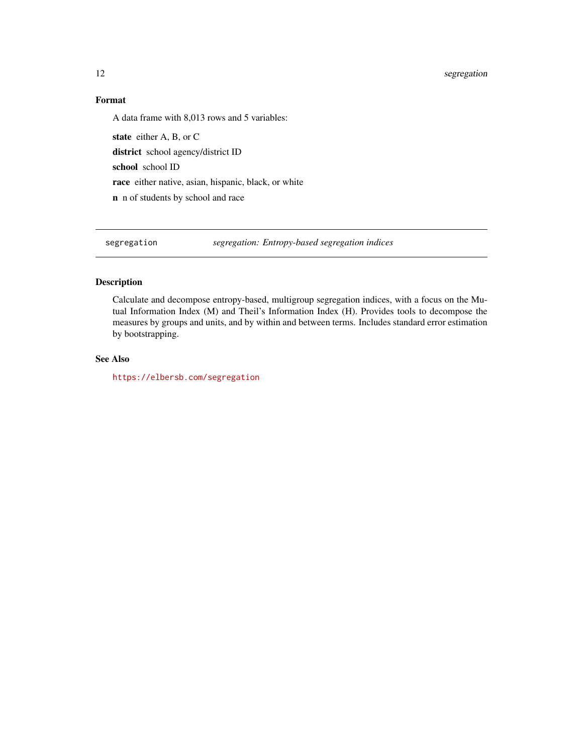### Format

A data frame with 8,013 rows and 5 variables:

**state** either A, B, or C

**district** school agency/district ID

**school** school ID

**race** either native, asian, hispanic, black, or white

**n** n of students by school and race

---

## segregation — *segregation: Entropy-based segregation indices*

---

### Description

Calculate and decompose entropy-based, multigroup segregation indices, with a focus on the Mutual Information Index (M) and Theil's Information Index (H). Provides tools to decompose the measures by groups and units, and by within and between terms. Includes standard error estimation by bootstrapping.

### See Also

https://elbersb.com/segregation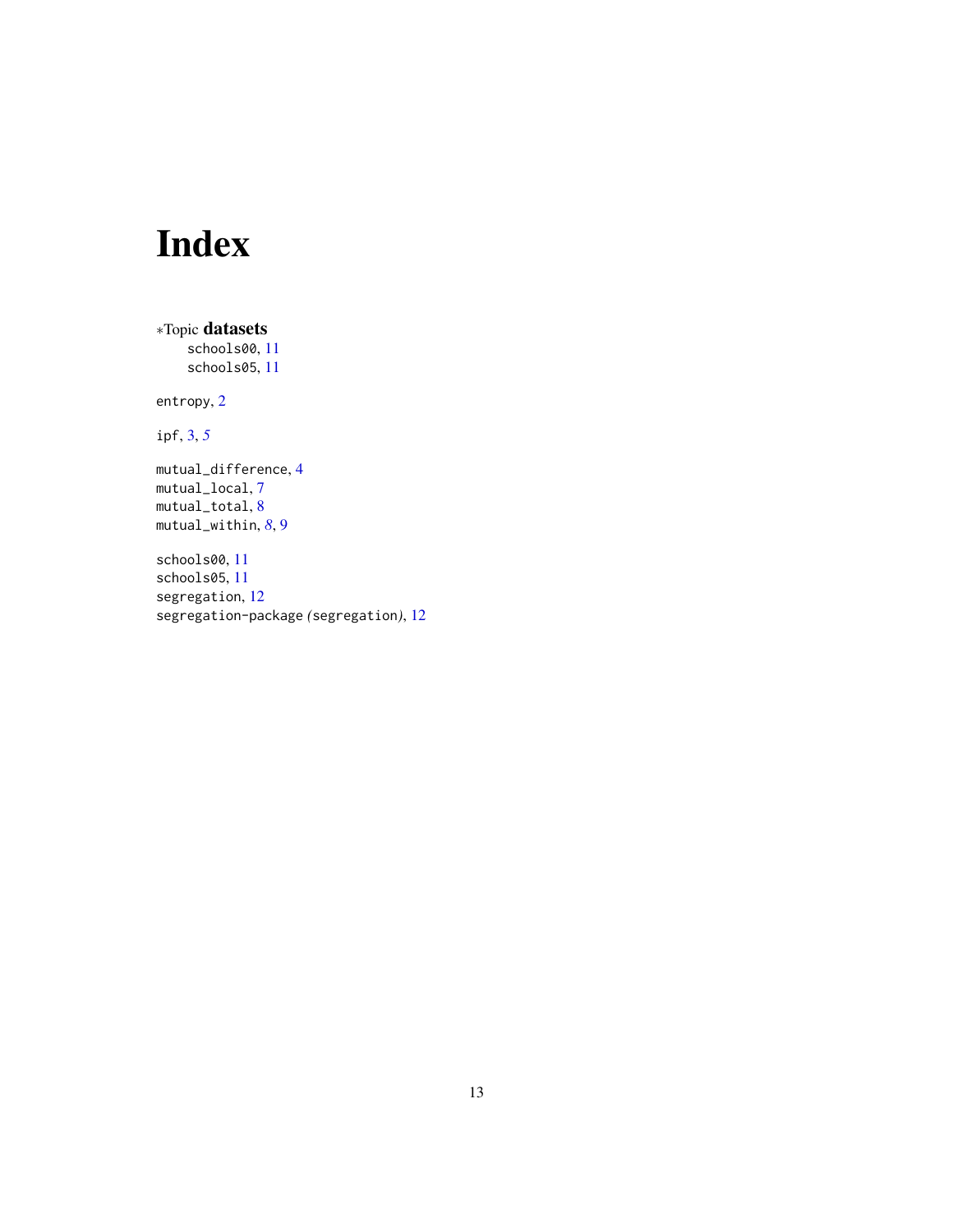# Index

∗Topic **datasets**

- schools00, 11
- schools05, 11

entropy, 2

ipf, 3, *5*

mutual_difference, 4
mutual_local, 7
mutual_total, 8
mutual_within, *8*, 9

schools00, 11
schools05, 11
segregation, 12
segregation-package *(*segregation*)*, 12